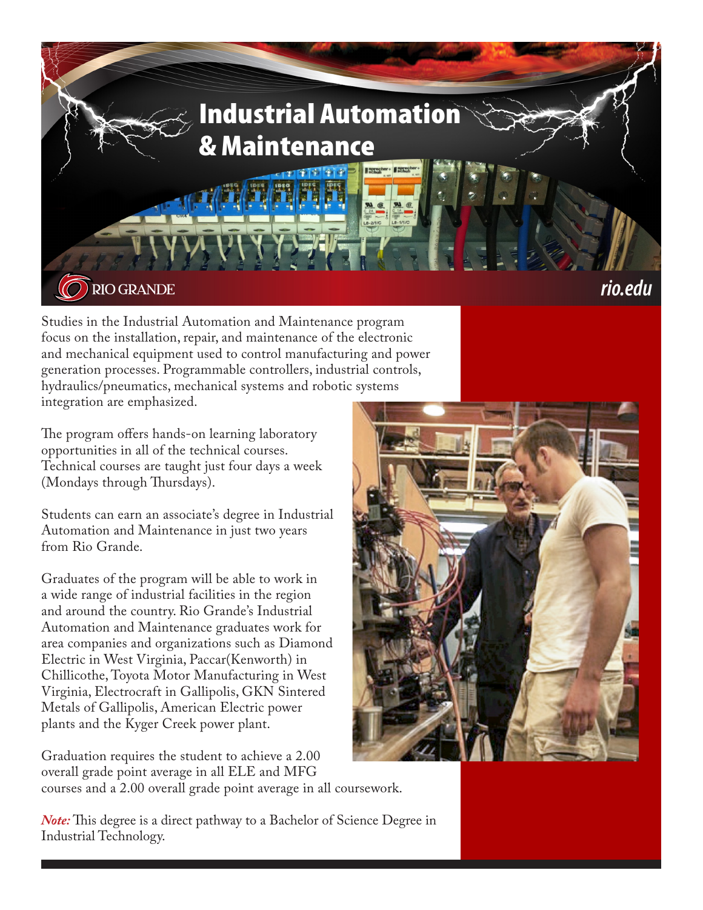# Industrial Automation & Maintenance

RIO GRANDE

rio.edu

Studies in the Industrial Automation and Maintenance program focus on the installation, repair, and maintenance of the electronic and mechanical equipment used to control manufacturing and power generation processes. Programmable controllers, industrial controls, hydraulics/pneumatics, mechanical systems and robotic systems integration are emphasized.

The program offers hands-on learning laboratory opportunities in all of the technical courses. Technical courses are taught just four days a week (Mondays through Thursdays).

Students can earn an associate's degree in Industrial Automation and Maintenance in just two years from Rio Grande.

Graduates of the program will be able to work in a wide range of industrial facilities in the region and around the country. Rio Grande's Industrial Automation and Maintenance graduates work for area companies and organizations such as Diamond Electric in West Virginia, Paccar(Kenworth) in Chillicothe, Toyota Motor Manufacturing in West Virginia, Electrocraft in Gallipolis, GKN Sintered Metals of Gallipolis, American Electric power plants and the Kyger Creek power plant.

Graduation requires the student to achieve a 2.00 overall grade point average in all ELE and MFG courses and a 2.00 overall grade point average in all coursework.

***Note:*** This degree is a direct pathway to a Bachelor of Science Degree in Industrial Technology.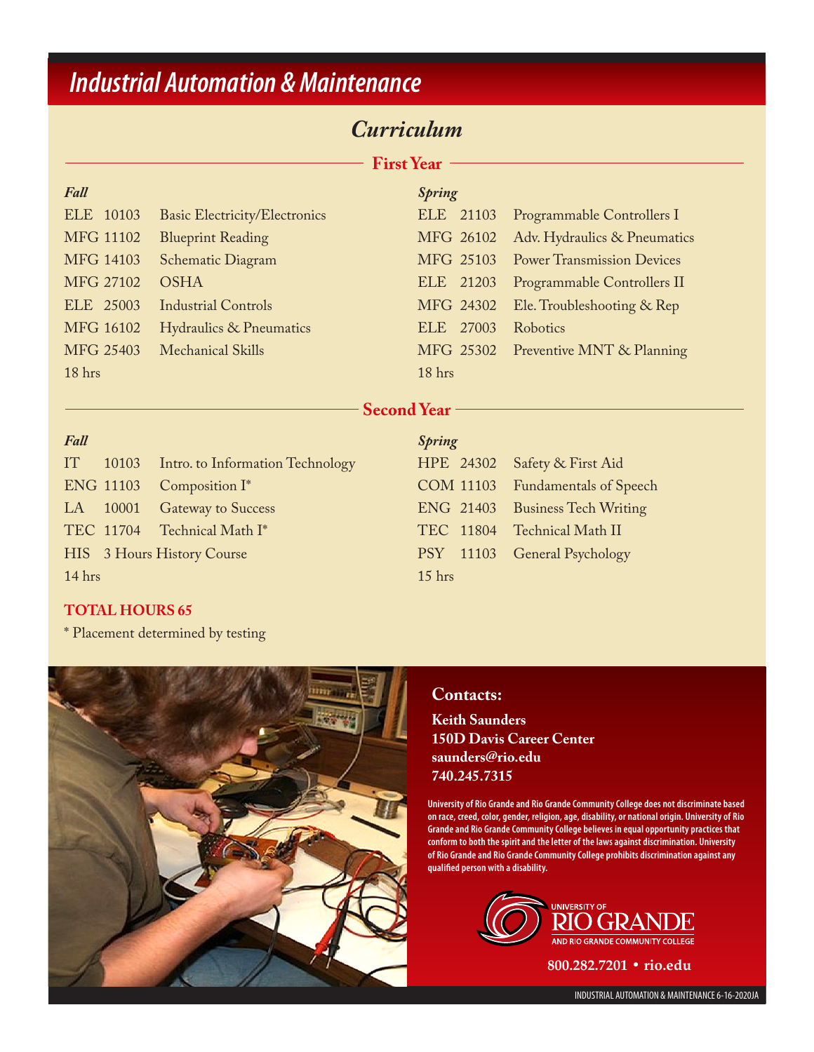# Industrial Automation & Maintenance

## Curriculum

### First Year

*Fall*

| | | |
|---|---|---|
| ELE | 10103 | Basic Electricity/Electronics |
| MFG | 11102 | Blueprint Reading |
| MFG | 14103 | Schematic Diagram |
| MFG | 27102 | OSHA |
| ELE | 25003 | Industrial Controls |
| MFG | 16102 | Hydraulics & Pneumatics |
| MFG | 25403 | Mechanical Skills |

18 hrs

*Spring*

| | | |
|---|---|---|
| ELE | 21103 | Programmable Controllers I |
| MFG | 26102 | Adv. Hydraulics & Pneumatics |
| MFG | 25103 | Power Transmission Devices |
| ELE | 21203 | Programmable Controllers II |
| MFG | 24302 | Ele. Troubleshooting & Rep |
| ELE | 27003 | Robotics |
| MFG | 25302 | Preventive MNT & Planning |

18 hrs

### Second Year

*Fall*

| | | |
|---|---|---|
| IT | 10103 | Intro. to Information Technology |
| ENG | 11103 | Composition I* |
| LA | 10001 | Gateway to Success |
| TEC | 11704 | Technical Math I* |
| HIS | | 3 Hours History Course |

14 hrs

*Spring*

| | | |
|---|---|---|
| HPE | 24302 | Safety & First Aid |
| COM | 11103 | Fundamentals of Speech |
| ENG | 21403 | Business Tech Writing |
| TEC | 11804 | Technical Math II |
| PSY | 11103 | General Psychology |

15 hrs

**TOTAL HOURS 65**

* Placement determined by testing

**Contacts:**

**Keith Saunders**
**150D Davis Career Center**
**saunders@rio.edu**
**740.245.7315**

**University of Rio Grande and Rio Grande Community College does not discriminate based on race, creed, color, gender, religion, age, disability, or national origin. University of Rio Grande and Rio Grande Community College believes in equal opportunity practices that conform to both the spirit and the letter of the laws against discrimination. University of Rio Grande and Rio Grande Community College prohibits discrimination against any qualified person with a disability.**

UNIVERSITY OF RIO GRANDE AND RIO GRANDE COMMUNITY COLLEGE

**800.282.7201 • rio.edu**

INDUSTRIAL AUTOMATION & MAINTENANCE 6-16-2020JA